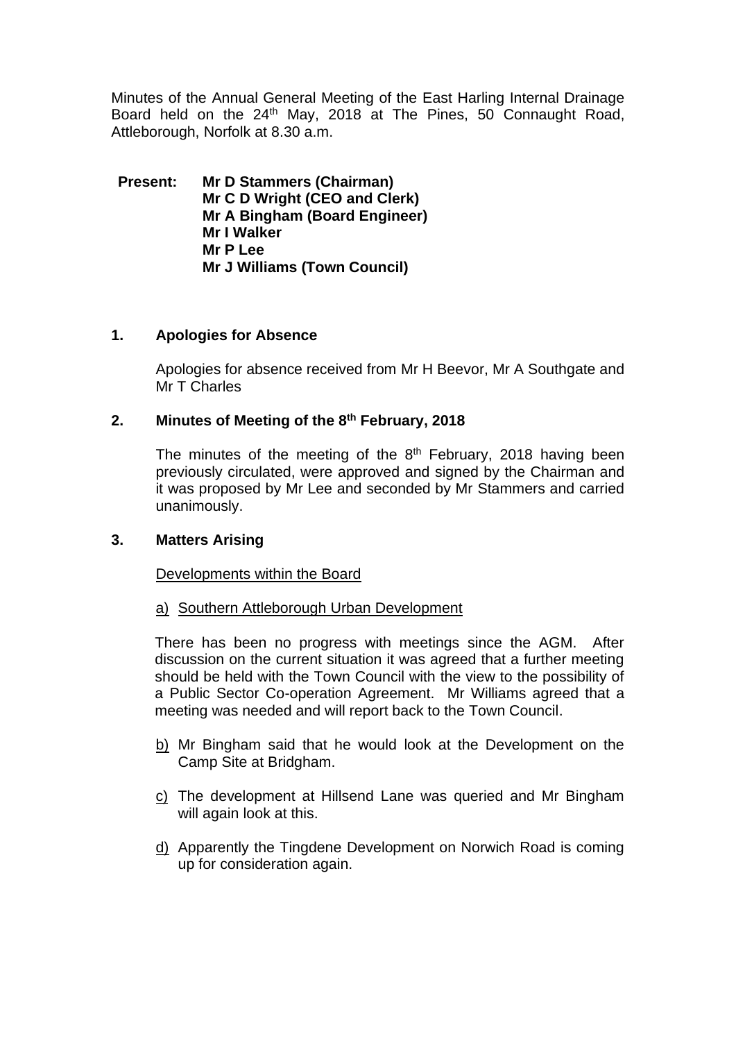Minutes of the Annual General Meeting of the East Harling Internal Drainage Board held on the 24th May, 2018 at The Pines, 50 Connaught Road, Attleborough, Norfolk at 8.30 a.m.

**Present:** **Mr D Stammers (Chairman)**
**Mr C D Wright (CEO and Clerk)**
**Mr A Bingham (Board Engineer)**
**Mr I Walker**
**Mr P Lee**
**Mr J Williams (Town Council)**

## 1. Apologies for Absence

Apologies for absence received from Mr H Beevor, Mr A Southgate and Mr T Charles

## 2. Minutes of Meeting of the 8th February, 2018

The minutes of the meeting of the 8th February, 2018 having been previously circulated, were approved and signed by the Chairman and it was proposed by Mr Lee and seconded by Mr Stammers and carried unanimously.

## 3. Matters Arising

Developments within the Board

a) Southern Attleborough Urban Development

There has been no progress with meetings since the AGM. After discussion on the current situation it was agreed that a further meeting should be held with the Town Council with the view to the possibility of a Public Sector Co-operation Agreement. Mr Williams agreed that a meeting was needed and will report back to the Town Council.

b) Mr Bingham said that he would look at the Development on the Camp Site at Bridgham.

c) The development at Hillsend Lane was queried and Mr Bingham will again look at this.

d) Apparently the Tingdene Development on Norwich Road is coming up for consideration again.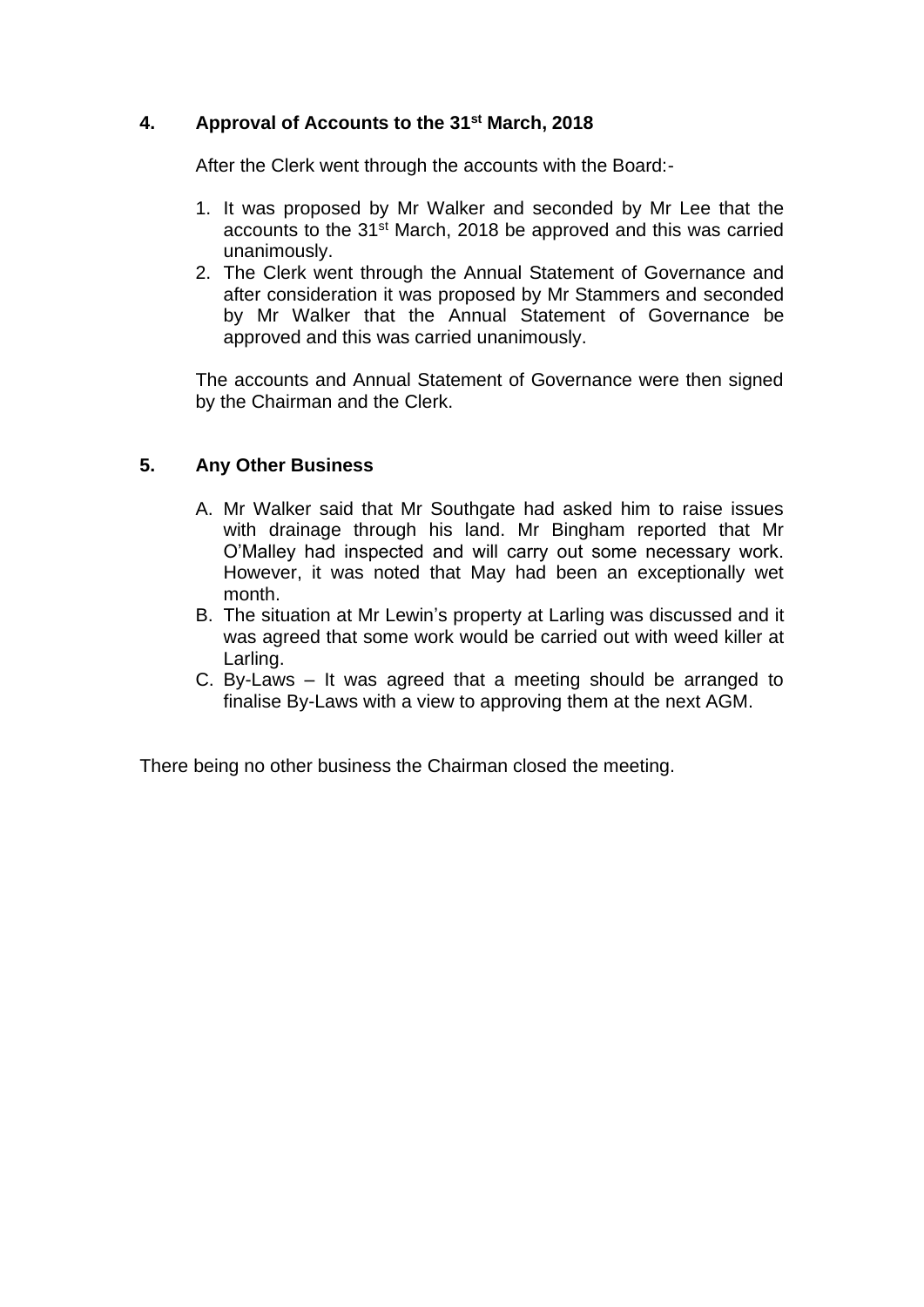## 4. Approval of Accounts to the 31st March, 2018

After the Clerk went through the accounts with the Board:-

1. It was proposed by Mr Walker and seconded by Mr Lee that the accounts to the 31st March, 2018 be approved and this was carried unanimously.
2. The Clerk went through the Annual Statement of Governance and after consideration it was proposed by Mr Stammers and seconded by Mr Walker that the Annual Statement of Governance be approved and this was carried unanimously.

The accounts and Annual Statement of Governance were then signed by the Chairman and the Clerk.

## 5. Any Other Business

A. Mr Walker said that Mr Southgate had asked him to raise issues with drainage through his land. Mr Bingham reported that Mr O'Malley had inspected and will carry out some necessary work. However, it was noted that May had been an exceptionally wet month.

B. The situation at Mr Lewin's property at Larling was discussed and it was agreed that some work would be carried out with weed killer at Larling.

C. By-Laws – It was agreed that a meeting should be arranged to finalise By-Laws with a view to approving them at the next AGM.

There being no other business the Chairman closed the meeting.